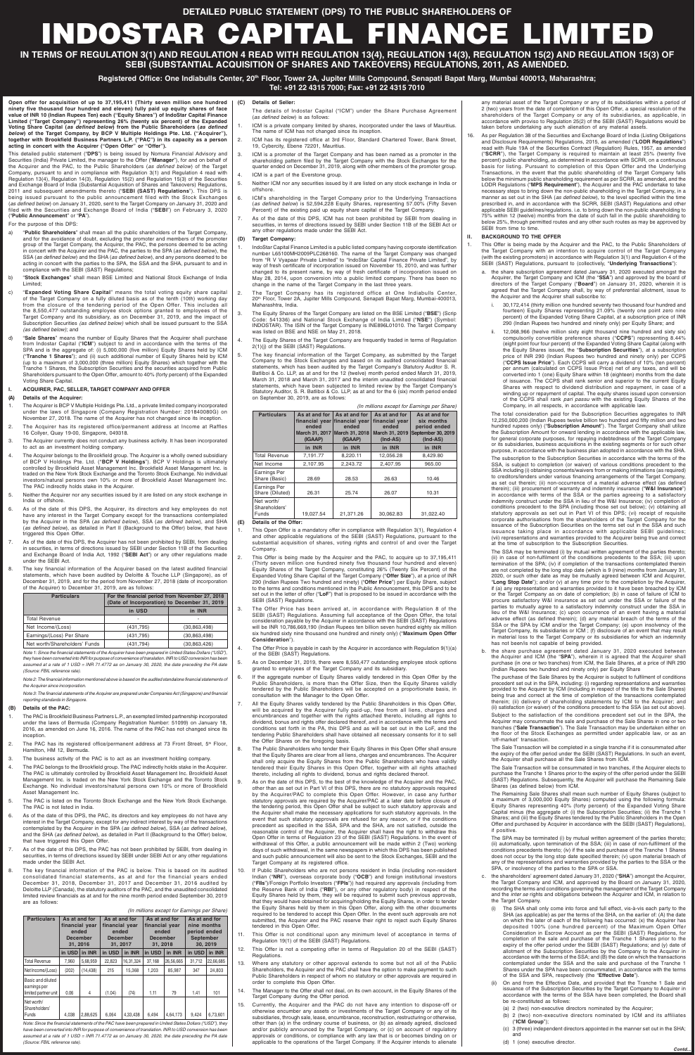# DETAILED PUBLIC STATEMENT (DPS) TO THE PUBLIC SHAREHOLDERS OF

# INDOSTAR CAPITAL FINANCE LIMITED

## IN TERMS OF REGULATION 3(1) AND REGULATION 4 READ WITH REGULATION 13(4), REGULATION 14(3), REGULATION 15(2) AND REGULATION 15(3) OF SEBI (SUBSTANTIAL ACQUISITION OF SHARES AND TAKEOVERS) REGULATIONS, 2011, AS AMENDED.

**Registered Office: One Indiabulls Center, 20th Floor, Tower 2A, Jupiter Mills Compound, Senapati Bapat Marg, Mumbai 400013, Maharashtra; Tel: +91 22 4315 7000; Fax: +91 22 4315 7010**

**Open offer for acquisition of up to 37,195,411 (Thirty seven million one hundred ninety five thousand four hundred and eleven) fully paid up equity shares of face value of INR 10 (Indian Rupees Ten) each ("Equity Shares") of IndoStar Capital Finance Limited ("Target Company") representing 26% (twenty six percent) of the Expanded Voting Share Capital (as defined below) from the Public Shareholders (as defined below) of the Target Company, by BCP V Multiple Holdings Pte. Ltd. ("Acquirer"), together with Brookfield Business Partners L.P. ("PAC") in its capacity as a person acting in concert with the Acquirer ("Open Offer" or "Offer").**

This detailed public statement ("**DPS**") is being issued by Nomura Financial Advisory and Securities (India) Private Limited, the manager to the Offer ("**Manager**"), for and on behalf of the Acquirer and the PAC, to the Public Shareholders (as defined below) of the Target Company, pursuant to and in compliance with Regulation 3(1) and Regulation 4 read with Regulation 13(4), Regulation 14(3), Regulation 15(2) and Regulation 15(3) of the Securities and Exchange Board of India (Substantial Acquisition of Shares and Takeovers) Regulations, 2011 and subsequent amendments thereto ("**SEBI (SAST) Regulations**"). This DPS is being issued pursuant to the public announcement filed with the Stock Exchanges (as defined below) on January 31, 2020, sent to the Target Company on January 31, 2020 and filed with the Securities and Exchange Board of India ("**SEBI**") on February 3, 2020 ("**Public Announcement**" or "**PA**").

For the purpose of this DPS:

a) "**Public Shareholders**" shall mean all the public shareholders of the Target Company, and for the avoidance of doubt, excluding the promoter and members of the promoter group of the Target Company, the Acquirer, the PAC, the persons deemed to be acting in concert with the parties to the SPA, the parties to the SPA (as defined below), the SSA (as defined below) and the SHA (as defined below), and any persons deemed to be acting in concert with the parties to the SPA, the SSA and the SHA, pursuant to and in compliance with the SEBI (SAST) Regulations;

b) "**Stock Exchanges**" shall mean BSE Limited and National Stock Exchange of India Limited;

c) "**Expanded Voting Share Capital**" means the total voting equity share capital of the Target Company on a fully diluted basis as of the tenth (10th) working day from the closure of the tendering period of the Open Offer. This includes all the 8,550,477 outstanding employee stock options granted to employees of the Target Company and its subsidiary, as on December 31, 2019, and the impact of Subscription Securities (as defined below) which shall be issued pursuant to the SSA (as defined below); and

d) "**Sale Shares**" means the number of Equity Shares that the Acquirer shall purchase from Indostar Capital ("**ICM**") subject to and in accordance with the terms of the SPA and is the aggregate of: (i) 5,000,000 (five million) Equity Shares held by ICM ("**Tranche 1 Shares**"); and (ii) such additional number of Equity Shares held by ICM (up to a maximum of 3,000,000 (three million) Equity Shares) which together with the Tranche 1 Shares, the Subscription Securities and the securities acquired from Public Shareholders pursuant to the Open Offer, amount to 40% (forty percent) of the Expanded Voting Share Capital.

## I. ACQUIRER, PAC, SELLER, TARGET COMPANY AND OFFER

### (A) Details of the Acquirer:

1. The Acquirer is BCP V Multiple Holdings Pte. Ltd., a private limited company incorporated under the laws of Singapore (Company Registration Number: 201840080G) on November 27, 2018. The name of the Acquirer has not changed since its inception.
2. The Acquirer has its registered office/permanent address at Income at Raffles 16 Collyer, Quay 19-00, Singapore, 049318.
3. The Acquirer currently does not conduct any business activity. It has been incorporated to act as an investment holding company.
4. The Acquirer belongs to the Brookfield group. The Acquirer is a wholly owned subsidiary of BCP V Holdings Pte. Ltd. ("**BCP V Holdings**"). BCP V Holdings is ultimately controlled by Brookfield Asset Management Inc. Brookfield Asset Management Inc. is traded on the New York Stock Exchange and the Toronto Stock Exchange. No individual investors/natural persons own 10% or more of Brookfield Asset Management Inc. The PAC indirectly holds stake in the Acquirer.
5. Neither the Acquirer nor any securities issued by it are listed on any stock exchange in India or offshore.
6. As of the date of this DPS, the Acquirer, its directors and key employees do not have any interest in the Target Company except for the transactions contemplated by the Acquirer in the SPA (as defined below), SSA (as defined below), and SHA (as defined below), as detailed in Part II (Background to the Offer) below, that have triggered this Open Offer.
7. As of the date of this DPS, the Acquirer has not been prohibited by SEBI, from dealing in securities, in terms of directions issued by SEBI under Section 11B of the Securities and Exchange Board of India Act, 1992 ("**SEBI Act**") or any other regulations made under the SEBI Act.
8. The key financial information of the Acquirer based on the latest audited financial statements, which have been audited by Deloitte & Touche LLP (Singapore), as of December 31, 2019, and for the period from November 27, 2018 (date of incorporation of the Acquirer) to December 31, 2019, are as follows:

| Particulars | For the financial period from November 27, 2018 (Date of Incorporation) to December 31, 2019 | |
|---|---|---|
| | in USD | in INR |
| Total Revenue | - | - |
| Net Income/(Loss) | (431,795) | (30,863,498) |
| Earnings/(Loss) Per Share | (431,795) | (30,863,498) |
| Net worth/Shareholders' Funds | (431,794) | (30,863,426) |

*Note 1: Since the financial statements of the Acquirer have been prepared in United States Dollars ("USD"), they have been converted into INR for purpose of convenience of translation. INR to USD conversion has been assumed at a rate of 1 USD = INR 71.4772 as on January 30, 2020, the date preceding the PA date (Source, FBIL reference rate).*

*Note 2: The financial information mentioned above is based on the audited standalone financial statements of the Acquirer since incorporation.*

*Note 3: The financial statements of the Acquirer are prepared under Companies Act (Singapore) and financial reporting standards in Singapore.*

### (B) Details of the PAC:

1. The PAC is Brookfield Business Partners L.P., an exempted limited partnership incorporated under the laws of Bermuda (Company Registration Number: 51099) on January 18, 2016, as amended on June 16, 2016. The name of the PAC has not changed since its inception.
2. The PAC has its registered office/permanent address at 73 Front Street, 5th Floor, Hamilton, HM 12, Bermuda.
3. The business activity of the PAC is to act as an investment holding company.
4. The PAC belongs to the Brookfield group. The PAC indirectly holds stake in the Acquirer. The PAC is ultimately controlled by Brookfield Asset Management Inc. Brookfield Asset Management Inc. is traded on the New York Stock Exchange and the Toronto Stock Exchange. No individual investors/natural persons own 10% or more of Brookfield Asset Management Inc.
5. The PAC is listed on the Toronto Stock Exchange and the New York Stock Exchange. The PAC is not listed in India.
6. As of the date of this DPS, the PAC, its directors and key employees do not have any interest in the Target Company, except for any indirect interest by way of the transactions contemplated by the Acquirer in the SPA (as defined below), SSA (as defined below), and the SHA (as defined below), as detailed in Part II (Background to the Offer) below, that have triggered this Open Offer.
7. As of the date of this DPS, the PAC has not been prohibited by SEBI, from dealing in securities, in terms of directions issued by SEBI under SEBI Act or any other regulations made under the SEBI Act.
8. The key financial information of the PAC is below. This is based on its audited consolidated financial statements, as at and for the financial years ended December 31, 2018, December 31, 2017 and December 31, 2016 audited by Deloitte LLP (Canada), the statutory auditors of the PAC, and the unaudited consolidated limited review financials as at and for the nine month period ended September 30, 2019 are as follows:

*(In millions except for Earnings per Share)*

| Particulars | As at and for financial year ended December 31, 2016 | | As at and for financial year ended December 31, 2017 | | As at and for financial year ended December 31, 2018 | | As at and for nine months period ended September 30, 2019 | |
|---|---|---|---|---|---|---|---|---|
| | in USD | in INR | in USD | in INR | in USD | in INR | in USD | in INR |
| Total Revenue | 7,960 | 5,68,959 | 22,823 | 16,31,324 | 37,168 | 26,56,665 | 31,712 | 22,66,685 |
| Net Income/(Loss) | (202) | (14,438) | 215 | 15,368 | 1,203 | 85,987 | 347 | 24,803 |
| Basic and diluted earnings per limited partner unit | 0.06 | 4 | (1.04) | (74) | 1.11 | 79 | 1.41 | 101 |
| Net worth/ Shareholders' Funds | 4,038 | 2,88,625 | 6,064 | 4,33,438 | 6,494 | 4,64,173 | 9,424 | 6,73,601 |

*Note: Since the financial statements of the PAC have been prepared in United States Dollars ("USD"), they have been converted into INR for purpose of convenience of translation. INR to USD conversion has been assumed at a rate of 1 USD = INR 71.4772 as on January 30, 2020, the date preceding the PA date (Source, FBIL reference rate).*

### (C) Details of Seller:

The details of Indostar Capital ("ICM") under the Share Purchase Agreement (as defined below) is as follows:

1. ICM is a private company limited by shares, incorporated under the laws of Mauritius. The name of ICM has not changed since its inception.
2. ICM has its registered office at 3rd Floor, Standard Chartered Tower, Bank Street, 19, Cybercity, Ebene 72201, Mauritius.
3. ICM is a promoter of the Target Company and has been named as a promoter in the shareholding pattern filed by the Target Company with the Stock Exchanges for the quarter ended on December 31, 2019, along with other members of the promoter group.
4. ICM is part of the Everstone group.
5. Neither ICM nor any securities issued by it are listed on any stock exchange in India or offshore.
6. ICM's shareholding in the Target Company prior to the Underlying Transactions (as defined below) is 52,594,228 Equity Shares, representing 57.00% (Fifty Seven Percent) of the existing paid up equity share capital of the Target Company.
7. As of the date of this DPS, ICM has not been prohibited by SEBI from dealing in securities, in terms of directions issued by SEBI under Section 11B of the SEBI Act or any other regulations made under the SEBI Act.

### (D) Target Company:

1. IndoStar Capital Finance Limited is a public listed company having corporate identification number L65100MH2009PLC268160. The name of the Target Company was changed from "R V Vyapaar Private Limited" to "IndoStar Capital Private Limited", by way of fresh certificate of incorporation issued on November 15, 2010, and was further changed to its present name, by way of fresh certificate of incorporation issued on May 28, 2014, upon conversion into a public limited company. There has been no change in the name of the Target Company in the last three years.
2. The Target Company has its registered office at One Indiabulls Center, 20th Floor, Tower 2A, Jupiter Mills Compound, Senapati Bapat Marg, Mumbai-400013, Maharashtra, India.
3. The Equity Shares of the Target Company are listed on the BSE Limited ("**BSE**") (Scrip Code: 541336) and National Stock Exchange of India Limited ("**NSE**") (Symbol: INDOSTAR). The ISIN of the Target Company is INE896L01010. The Target Company was listed on BSE and NSE on May 21, 2018.
4. The Equity Shares of the Target Company are frequently traded in terms of Regulation 2(1)(j) of the SEBI (SAST) Regulations.
5. The key financial information of the Target Company, as submitted by the Target Company to the Stock Exchanges and based on its audited consolidated financial statements, which have been audited by the Target Company's Statutory Auditor S. R. Batliboi & Co. LLP, as at and for the 12 (twelve) month period ended March 31, 2019, March 31, 2018 and March 31, 2017 and the interim unaudited consolidated financial statements, which have been subjected to limited review by the Target Company's Statutory Auditor, S. R. Batliboi & Co. LLP, as at and for the 6 (six) month period ended on September 30, 2019, are as follows:

*(In millions except for Earnings per Share)*

| Particulars | As at and for financial year ended March 31, 2017 (IGAAP) | As at and for financial year ended March 31, 2018 (IGAAP) | As at and for financial year ended March 31, 2019 (Ind-AS) | As at and for six months period ended September 30, 2019 (Ind-AS) |
|---|---|---|---|---|
| | in INR | in INR | in INR | in INR |
| Total Revenue | 7,191.77 | 8,220.11 | 12,056.28 | 8,429.80 |
| Net Income | 2,107.95 | 2,243.72 | 2,407.95 | 965.00 |
| Earnings Per Share (Basic) | 28.69 | 28.53 | 26.63 | 10.46 |
| Earnings Per Share (Diluted) | 26.31 | 25.74 | 26.07 | 10.31 |
| Net worth/ Shareholders' Funds | 19,027.54 | 21,371.26 | 30,062.83 | 31,022.40 |

### (E) Details of the Offer:

1. This Open Offer is a mandatory offer in compliance with Regulation 3(1), Regulation 4 and other applicable regulations of the SEBI (SAST) Regulations, pursuant to the substantial acquisition of shares, voting rights and control of and over the Target Company.
2. This Offer is being made by the Acquirer and the PAC, to acquire up to 37,195,411 (Thirty seven million one hundred ninety five thousand four hundred and eleven) Equity Shares of the Target Company, constituting 26% (Twenty Six Percent) of the Expanded Voting Share Capital of the Target Company ("**Offer Size**"), at a price of INR 290 (Indian Rupees Two hundred and ninety) ("**Offer Price**") per Equity Share, subject to the terms and conditions mentioned in the Public Announcement, this DPS and to be set out in the letter of offer ("**LoF**") that is proposed to be issued in accordance with the SEBI (SAST) Regulations.
3. The Offer Price has been arrived at, in accordance with Regulation 8 of the SEBI (SAST) Regulations. Assuming full acceptance of the Open Offer, the total consideration payable by the Acquirer in accordance with the SEBI (SAST) Regulations will be INR 10,786,669,190 (Indian Rupees ten billion seven hundred eighty six million six hundred sixty nine thousand one hundred and ninety only) ("**Maximum Open Offer Consideration**").
4. The Offer Price is payable in cash by the Acquirer in accordance with Regulation 9(1)(a) of the SEBI (SAST) Regulations.
5. As on December 31, 2019, there were 8,550,477 outstanding employee stock options granted to employees of the Target Company and its subsidiary.
6. If the aggregate number of Equity Shares validly tendered in this Open Offer by the Public Shareholders, is more than the Offer Size, then the Equity Shares validly tendered by the Public Shareholders will be accepted on a proportionate basis, in consultation with the Manager to the Open Offer.
7. All the Equity Shares validly tendered by the Public Shareholders in this Open Offer, will be acquired by the Acquirer fully paid-up, free from all liens, charges and encumbrances and together with the rights attached thereto, including all rights to dividend, bonus and rights offer declared thereof, and in accordance with the terms and conditions set forth in the PA, this DPS and as will be set out in the LoF, and the tendering Public Shareholders shall have obtained all necessary consents for it to sell the Offer Shares on the foregoing basis.
8. The Public Shareholders who tender their Equity Shares in this Open Offer shall ensure that the Equity Shares are clear from all liens, charges and encumbrances. The Acquirer shall only acquire the Equity Shares from the Public Shareholders who have validly tendered their Equity Shares in this Open Offer, together with all rights attached thereto, including all rights to dividend, bonus and rights declared thereof.
9. As on the date of this DPS, to the best of the knowledge of the Acquirer and the PAC, other than as set out in Part VI of this DPS, there are no statutory approvals required by the Acquirer/PAC to complete this Open Offer. However, in case any further statutory approvals are required by the Acquirer/PAC at a later date before closure of the tendering period, this Open Offer shall be subject to such statutory approvals and the Acquirer shall make the necessary applications for such statutory approvals. In the event that such statutory approvals are refused for any reason, or if the conditions precedent as specified in the SSA, SPA and the SHA, are not satisfied, outside the reasonable control of the Acquirer, the Acquirer shall have the right to withdraw this Open Offer in terms of Regulation 23 of the SEBI (SAST) Regulations. In the event of withdrawal of this Offer, a public announcement will be made within 2 (two) working days of such withdrawal, in the same newspapers in which this DPS has been published and such public announcement will also be sent to the Stock Exchanges, SEBI and the Target Company at its registered office.
10. If Public Shareholders who are not persons resident in India (including non-resident Indian ("**NRI**"), overseas corporate body ("**OCB**") and foreign institutional investors ("**FIIs**")/Foreign Portfolio Investors ("**FPIs**")) had required any approvals (including from the Reserve Bank of India ("**RBI**"), or any other regulatory body) in respect of the Equity Shares held by them, they will be required to submit such previous approvals, that they would have obtained for acquiring/holding the Equity Shares, in order to tender the Equity Shares held by them in this Open Offer, along with the other documents required to be tendered to accept this Open Offer. In the event such approvals are not submitted, the Acquirer and the PAC reserve their right to reject such Equity Shares tendered in this Open Offer.
11. This Offer is not conditional upon any minimum level of acceptance in terms of Regulation 19(1) of the SEBI (SAST) Regulations.
12. This Offer is not a competing offer in terms of Regulation 20 of the SEBI (SAST) Regulations.
13. Where any statutory or other approval extends to some but not all of the Public Shareholders, the Acquirer and the PAC shall have the option to make payment to such Public Shareholders in respect of whom no statutory or other approvals are required in order to complete this Open Offer.
14. The Manager to the Offer shall not deal, on its own account, in the Equity Shares of the Target Company during the Offer period.
15. Currently, the Acquirer and the PAC do not have any intention to dispose-off or otherwise encumber any assets or investments of the Target Company or any of its subsidiaries, through sale, lease, encumbrance, reconstruction, restructuring or otherwise, other than (a) in the ordinary course of business, or (b) as already agreed, disclosed and/or publicly announced by the Target Company, or (c) on account of regulatory approvals or conditions, or compliance with any law that is or becomes binding on or applicable to the operations of the Target Company. If the Acquirer intends to alienate any material asset of the Target Company or any of its subsidiaries within a period of 2 (two) years from the date of completion of this Open Offer, a special resolution of the shareholders of the Target Company or any of its subsidiaries, as applicable, in accordance with proviso to Regulation 25(2) of the SEBI (SAST) Regulations would be taken before undertaking any such alienation of any material assets.
16. As per Regulation 38 of the Securities and Exchange Board of India (Listing Obligations and Disclosure Requirements) Regulations, 2015, as amended ("**LODR Regulations**") read with Rule 19A of the Securities Contract (Regulation) Rules, 1957, as amended ("**SCRR**"), the Target Company is required to maintain at least 25% (twenty five percent) public shareholding, as determined in accordance with SCRR, on a continuous basis for listing. Pursuant to completion of this Open Offer and the Underlying Transactions, in the event that the public shareholding of the Target Company falls below the minimum public shareholding requirement as per SCRR, as amended, and the LODR Regulations ("**MPS Requirement**"), the Acquirer and the PAC undertake to take necessary steps to bring down the non-public shareholding in the Target Company, in a manner as set out in the SHA (as defined below), to the level specified within the time prescribed in, and in accordance with the SCRR, SEBI (SAST) Regulations and other applicable SEBI guidelines/regulations. i.e. to bring down the non-public shareholding to 75% within 12 (twelve) months from the date of such fall in the public shareholding to below 25%, through permitted routes and any other such routes as may be approved by SEBI from time to time.

## II. BACKGROUND TO THE OFFER

1. This Offer is being made by the Acquirer and the PAC, to the Public Shareholders of the Target Company with an intention to acquire control of the Target Company (with the existing promoters) in accordance with Regulation 3(1) and Regulation 4 of the SEBI (SAST) Regulations, pursuant to (collectively, "**Underlying Transactions**"):

   a. the share subscription agreement dated January 31, 2020 executed amongst the Acquirer, the Target Company and ICM (the "**SSA**") and approved by the board of directors of the Target Company ("**Board**") on January 31, 2020, wherein it is agreed that the Target Company shall, by way of preferential allotment, issue to the Acquirer and the Acquirer shall subscribe to:

      i. 30,172,414 (thirty million one hundred seventy two thousand four hundred and fourteen) Equity Shares representing 21.09% (twenty one point zero nine percent) of the Expanded Voting Share Capital, at a subscription price of INR 290 (Indian Rupees two hundred and ninety only) per Equity Share; and

      ii. 12,068,966 (twelve million sixty eight thousand nine hundred and sixty six) compulsorily convertible preference shares ("**CCPS**") representing 8.44% (eight point four four percent) of the Expanded Voting Share Capital (along with the Equity Shares issued, the "**Subscription Securities**"), at a subscription price of INR 290 (Indian Rupees two hundred and ninety only) per CCPS ("**CCPS Issue Price**"). Each CCPS will carry a dividend of 10% (ten percent) per annum (calculated on CCPS Issue Price) net of any taxes, and will be converted into 1 (one) Equity Share within 18 (eighteen) months from the date of issuance. The CCPS shall rank senior and superior to the current Equity Shares with respect to dividend distribution and repayment, in case of a winding up or repayment of capital. The equity shares issued upon conversion of the CCPS shall rank *pari passu* with the existing Equity Shares of the Company, in all respects, in accordance with applicable law.

   The total consideration paid for the Subscription Securities aggregates to INR 12,250,000,200 (Indian Rupees twelve billion two hundred and fifty million and two hundred rupees only) ("**Subscription Amount**"). The Target Company shall utilize the Subscription Amount for onward lending in accordance with the applicable law, for general corporate purposes, for repaying indebtedness of the Target Company or its subsidiaries, business acquisitions in the existing segments or for such other purpose, in accordance with the business plan adopted in accordance with the SHA.

   The subscription to the Subscription Securities in accordance with the terms of the SSA, is subject to completion (or waiver) of various conditions precedent to the SSA including (i) obtaining consents/waivers from or making intimations (as required) to creditors/lenders under various financing arrangements of the Target Company, as set out therein; (ii) non-occurrence of a material adverse effect (as defined therein); (iii) procurement of warranty and indemnity insurance ("**W&I Insurance**") in accordance with terms of the SSA or the parties agreeing to a satisfactory indemnity construct under the SSA in lieu of the W&I Insurance; (iv) completion of conditions precedent to the SPA (including those set out below); (v) obtaining all statutory approvals as set out in Part VI of this DPS; (vi) receipt of requisite corporate authorisations from the shareholders of the Target Company for the issuance of the Subscription Securities on the terms set out in the SSA and such issuance taking place in accordance with applicable SEBI guidelines; (vii) representations and warranties provided to the Acquirer being true and correct at the time of subscription to the Subscription Securities.

   The SSA may be terminated (i) by mutual written agreement of the parties thereto; (ii) in case of non-fulfilment of the conditions precedents to the SSA; (iii) upon termination of the SPA; (iv) if completion of the transactions contemplated therein are not completed by the long stop date (which is 9 (nine) months from January 31, 2020, or such other date as may be mutually agreed between ICM and Acquirer, "**Long Stop Date**"); and/or (v) at any time prior to the completion by the Acquirer, if (a) any representation and warranties provided to it have been breached by ICM or the Target Company as on date of completion; (b) in case of failure of ICM to procure satisfactory W&I insurance as set out under the SSA or failure of the parties to mutually agree to a satisfactory indemnity construct under the SSA in lieu of the W&I Insurance; (c) upon occurrence of an event having a material adverse effect (as defined therein); (d) any material breach of the terms of the SSA or the SPA by ICM and/or the Target Company; (e) upon insolvency of the Target Company, its subsidiaries or ICM; (f) disclosure of an event that may result in material loss to the Target Company or its subsidiaries for which an indemnity has not been/is not capable of being provided.

   b. the share purchase agreement dated January 31, 2020 executed between the Acquirer and ICM (the "**SPA**"), wherein it is agreed that the Acquirer shall purchase (in one or two tranches) from ICM, the Sale Shares, at a price of INR 290 (Indian Rupees two hundred and ninety only) per Equity Share.

   The purchase of the Sale Shares by the Acquirer is subject to fulfilment of conditions precedent set out in the SPA, including: (i) regarding representations and warranties provided to the Acquirer by ICM (including in respect of the title to the Sale Shares) being true and correct at the time of completion of the transactions contemplated therein; (ii) delivery of shareholding statements by ICM to the Acquirer; and (iii) satisfaction (or waiver) of the conditions precedent to the SSA (as set out above).

   Subject to the satisfaction of the conditions precedent set out in the SPA, the Acquirer may consummate the sale and purchase of the Sale Shares in one or two tranches ("**Sale Transaction**"). The Sale Transaction may be undertaken either on the floor of the Stock Exchanges as permitted under applicable law, or as an 'off-market' transaction.

   The Sale Transaction will be completed in a single tranche if it is consummated after the expiry of the offer period under the SEBI (SAST) Regulations. In such an event, the Acquirer shall purchase all the Sale Shares from ICM.

   The Sale Transaction will be consummated in two tranches, if the Acquirer elects to purchase the Tranche 1 Shares prior to the expiry of the offer period under the SEBI (SAST) Regulations. Subsequently, the Acquirer will purchase the Remaining Sale Shares (as defined below) from ICM.

   The Remaining Sale Shares shall mean such number of Equity Shares (subject to a maximum of 3,000,000 Equity Shares) computed using the following formula: Equity Shares representing 40% (forty percent) of the Expanded Voting Share Capital minus (the aggregate of: (i) the Subscription Securities; (ii) the Tranche 1 Shares; and (iii) the Equity Shares tendered by the Public Shareholders in the Open Offer and purchased by Acquirer in accordance with the SEBI (SAST) Regulations), if positive.

   The SPA may be terminated (i) by mutual written agreement of the parties thereto; (ii) automatically, upon termination of the SSA; (iii) in case of non-fulfilment of the conditions precedents thereto; (iv) if the sale and purchase of the Tranche 1 Shares does not occur by the long stop date specified therein; (v) upon material breach of any of the representations and warranties provided by the parties to the SSA or the SPA, or insolvency of the parties to the SPA or SSA.

   c. the shareholders' agreement dated January 31, 2020 ("**SHA**") amongst the Acquirer, the Target Company and ICM, and approved by the Board on January 31, 2020, recording the terms and conditions governing the management of the Target Company and the *inter se* rights and obligations between the Acquirer and ICM, in relation to the Target Company.

      (i) The SHA shall only come into force and full effect, vis-à-vis each party to the SHA (as applicable) as per the terms of the SHA, on the earlier of: (A) the date on which the later of each of the following has occurred: (x) the Acquirer has deposited 100% (one hundred percent) of the Maximum Open Offer Consideration in Escrow Account as per the SEBI (SAST) Regulations, for completion of the sale and purchase of the Tranche 1 Shares prior to the expiry of the offer period under the SEBI (SAST) Regulations; and (y) date of allotment of the Subscription Securities by the Company to the Acquirer in accordance with the terms of the SSA; and (B) the date on which the transactions contemplated under the SSA and the sale and purchase of the Tranche 1 Shares under the SPA have been consummated, in accordance with the terms of the SSA and SPA, respectively (the "**Effective Date**").

      (ii) On and from the Effective Date, and provided that the Tranche 1 Sale and issuance of the Subscription Securities by the Target Company to Acquirer in accordance with the terms of the SSA have been completed, the Board shall be re-constituted as follows:

         (a) 2 (two) non-executive directors nominated by the Acquirer;

         (b) 2 (two) non-executive directors nominated by ICM and its affiliates ("**ICM Group**");

         (c) 3 (three) independent directors appointed in the manner set out in the SHA; and

         (d) 1 (one) executive director.

*Contd...*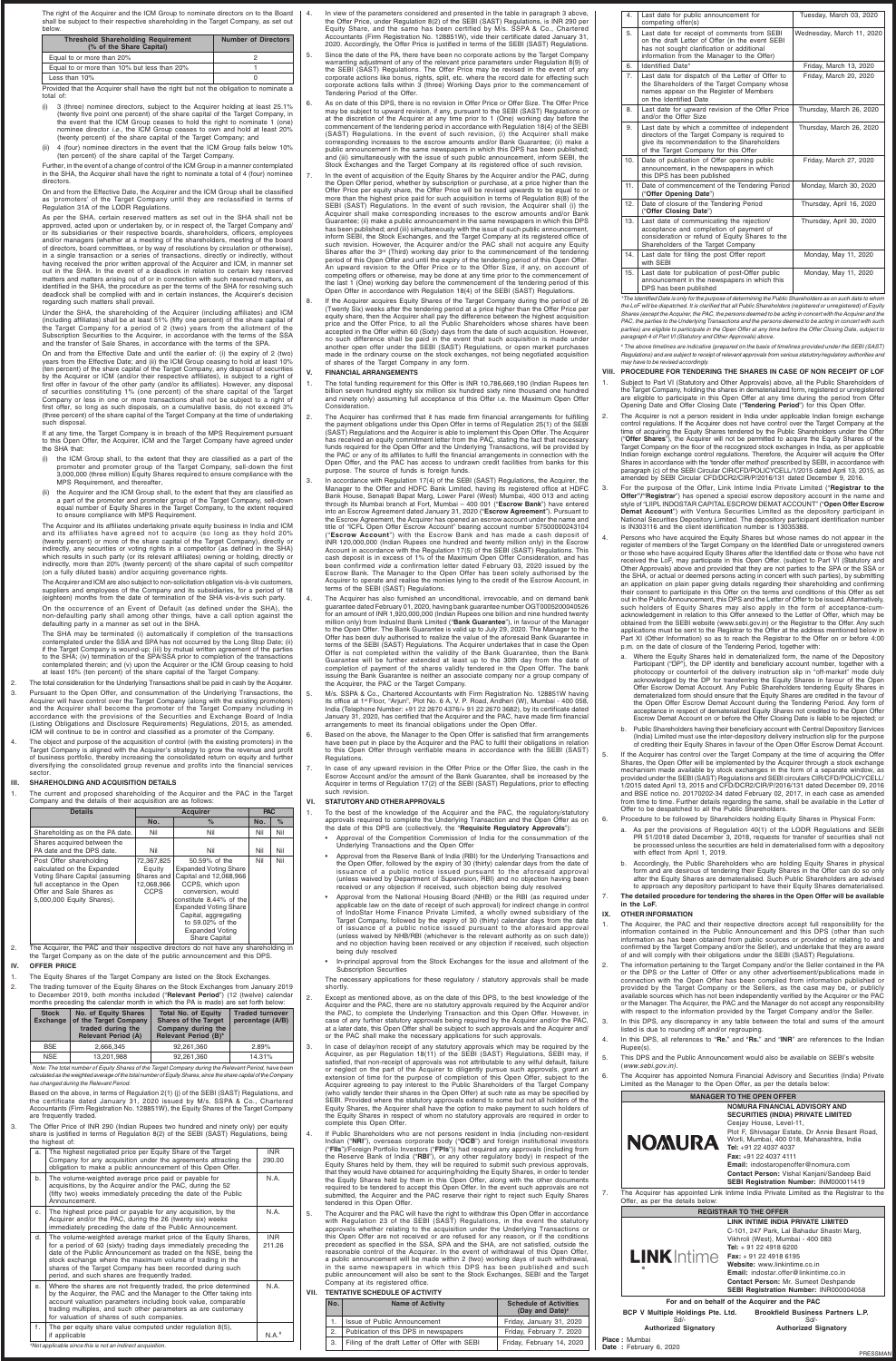The right of the Acquirer and the ICM Group to nominate directors on to the Board shall be subject to their respective shareholding in the Target Company, as set out below.

| Threshold Shareholding Requirement (% of the Share Capital) | Number of Directors |
|---|---|
| Equal to or more than 20% | 2 |
| Equal to or more than 10% but less than 20% | 1 |
| Less than 10% | 0 |

Provided that the Acquirer shall have the right but not the obligation to nominate a total of:

(i) 3 (three) nominee directors, subject to the Acquirer holding at least 25.1% (twenty five point one percent) of the share capital of the Target Company, in the event that the ICM Group ceases to hold the right to nominate 1 (one) nominee director *i.e.*, the ICM Group ceases to own and hold at least 20% (twenty percent) of the share capital of the Target Company; and

(ii) 4 (four) nominee directors in the event that the ICM Group falls below 10% (ten percent) of the share capital of the Target Company.

Further, in the event of a change of control of the ICM Group in a manner contemplated in the SHA, the Acquirer shall have the right to nominate a total of 4 (four) nominee directors.

On and from the Effective Date, the Acquirer and the ICM Group shall be classified as 'promoters' of the Target Company until they are reclassified in terms of Regulation 31A of the LODR Regulations.

As per the SHA, certain reserved matters as set out in the SHA shall not be approved, acted upon or undertaken by, or in respect of, the Target Company and/ or its subsidiaries or their respective boards, shareholders, officers, employees and/or managers (whether at a meeting of the shareholders, meeting of the board of directors, board committees, or by way of resolutions by circulation or otherwise), in a single transaction or a series of transactions, directly or indirectly, without having received the prior written approval of the Acquirer and ICM, in manner set out in the SHA. In the event of a deadlock in relation to certain key reserved matters and matters arising out of or in connection with such reserved matters, as identified in the SHA, the procedure as per the terms of the SHA for resolving such deadlock shall be complied with and in certain instances, the Acquirer's decision regarding such matters shall prevail.

Under the SHA, the shareholding of the Acquirer (including affiliates) and ICM (including affiliates) shall be at least 51% (fifty one percent) of the share capital of the Target Company for a period of 2 (two) years from the allotment of the Subscription Securities to the Acquirer, in accordance with the terms of the SSA and the transfer of Sale Shares, in accordance with the terms of the SPA.

On and from the Effective Date and until the earlier of: (i) the expiry of 2 (two) years from the Effective Date; and (ii) the ICM Group ceasing to hold at least 10% (ten percent) of the share capital of the Target Company, any disposal of securities by the Acquirer or ICM (and/or their respective affiliates), is subject to a right of first offer in favour of the other party (and/or its affiliates). However, any disposal of securities constituting 1% (one percent) of the share capital of the Target Company or less in one or more transactions shall not be subject to a right of first offer, so long as such disposals, on a cumulative basis, do not exceed 3% (three percent) of the share capital of the Target Company at the time of undertaking such disposal.

If at any time, the Target Company is in breach of the MPS Requirement pursuant to this Open Offer, the Acquirer, ICM and the Target Company have agreed under the SHA that:

(i) the ICM Group shall, to the extent that they are classified as a part of the promoter and promoter group of the Target Company, sell-down the first 3,000,000 (three million) Equity Shares required to ensure compliance with the MPS Requirement, and thereafter,

(ii) the Acquirer and the ICM Group shall, to the extent that they are classified as a part of the promoter and promoter group of the Target Company, sell-down equal number of Equity Shares in the Target Company, to the extent required to ensure compliance with MPS Requirement.

The Acquirer and its affiliates undertaking private equity business in India and ICM and its affiliates have agreed not to acquire (so long as they hold 20% (twenty percent) or more of the share capital of the Target Company), directly or indirectly, any securities or voting rights in a competitor (as defined in the SHA) which results in such party (or its relevant affiliates) owning or holding, directly or indirectly, more than 20% (twenty percent) of the share capital of such competitor (on a fully diluted basis) and/or acquiring governance rights.

The Acquirer and ICM are also subject to non-solicitation obligation vis-à-vis customers, suppliers and employees of the Company and its subsidiaries, for a period of 18 (eighteen) months from the date of termination of the SHA vis-à-vis such party.

On the occurrence of an Event of Default (as defined under the SHA), the non-defaulting party shall amongst other things, have a call option against the defaulting party in a manner as set out in the SHA.

The SHA may be terminated (i) automatically if completion of the transactions contemplated under the SSA and SPA has not occurred by the Long Stop Date; (ii) if the Target Company is wound-up; (iii) by mutual written agreement of the parties to the SHA; (iv) termination of the SPA/SSA prior to completion of the transactions contemplated therein; and (v) upon the Acquirer or the ICM Group ceasing to hold at least 10% (ten percent) of the share capital of the Target Company.

2. The total consideration for the Underlying Transactions shall be paid in cash by the Acquirer.

3. Pursuant to the Open Offer, and consummation of the Underlying Transactions, the Acquirer will have control over the Target Company (along with the existing promoters) and the Acquirer shall become the promoter of the Target Company including in accordance with the provisions of the Securities and Exchange Board of India (Listing Obligations and Disclosure Requirements) Regulations, 2015, as amended. ICM will continue to be in control and classified as a promoter of the Company.

4. The object and purpose of the acquisition of control (with the existing promoters) in the Target Company is aligned with the Acquirer's strategy to grow the revenue and profit of business portfolio, thereby increasing the consolidated return on equity and further diversifying the consolidated group revenue and profits into the financial services sector.

## III. SHAREHOLDING AND ACQUISITION DETAILS

1. The current and proposed shareholding of the Acquirer and the PAC in the Target Company and the details of their acquisition are as follows:

| Details | Acquirer | | PAC | |
|---|---|---|---|---|
| | No. | % | No. | % |
| Shareholding as on the PA date. | Nil | Nil | Nil | Nil |
| Shares acquired between the PA date and the DPS date. | Nil | Nil | Nil | Nil |
| Post Offer shareholding calculated on the Expanded Voting Share Capital (assuming full acceptance in the Open Offer and Sale Shares as 5,000,000 Equity Shares). | 72,367,825 Equity Shares and 12,068,966 CCPS | 50.59% of the Expanded Voting Share Capital and 12,068,966 CCPS, which upon conversion, would constitute 8.44% of the Expanded Voting Share Capital, aggregating to 59.02% of the Expanded Voting Share Capital | Nil | Nil |

2. The Acquirer, the PAC and their respective directors do not have any shareholding in the Target Company as on the date of the public announcement and this DPS.

## IV. OFFER PRICE

1. The Equity Shares of the Target Company are listed on the Stock Exchanges.

2. The trading turnover of the Equity Shares on the Stock Exchanges from January 2019 to December 2019, both months included ("**Relevant Period**") (12 (twelve) calendar months preceding the calendar month in which the PA is made) are set forth below:

| Stock Exchange | No. of Equity Shares of the Target Company traded during the Relevant Period (A) | Total No. of Equity Shares of the Target Company during the Relevant Period (B)* | Traded turnover percentage (A/B) |
|---|---|---|---|
| BSE | 2,666,345 | 92,261,360 | 2.89% |
| NSE | 13,201,988 | 92,261,360 | 14.31% |

*Note: The total number of Equity Shares of the Target Company during the Relevant Period, have been calculated as the weighted average of the total number of Equity Shares, since the share capital of the Company has changed during the Relevant Period.*

Based on the above, in terms of Regulation 2(1) (j) of the SEBI (SAST) Regulations, and the certificate dated January 31, 2020 issued by M/s. SSPA & Co., Chartered Accountants (Firm Registration No. 128851W), the Equity Shares of the Target Company are frequently traded.

3. The Offer Price of INR 290 (Indian Rupees two hundred and ninety only) per equity share is justified in terms of Regulation 8(2) of the SEBI (SAST) Regulations, being the highest of:

| | | |
|---|---|---|
| a. | The highest negotiated price per Equity Share of the Target Company for any acquisition under the agreements attracting the obligation to make a public announcement of this Open Offer. | INR 290.00 |
| b. | The volume-weighted average price paid or payable for acquisitions, by the Acquirer and/or the PAC, during the 52 (fifty two) weeks immediately preceding the date of the Public Announcement. | N.A. |
| c. | The highest price paid or payable for any acquisition, by the Acquirer and/or the PAC, during the 26 (twenty six) weeks immediately preceding the date of the Public Announcement. | N.A. |
| d. | The volume-weighted average market price of the Equity Shares, for a period of 60 (sixty) trading days immediately preceding the date of the Public Announcement as traded on the NSE, being the stock exchange where the maximum volume of trading in the shares of the Target Company has been recorded during such period, and such shares are frequently traded. | INR 211.26 |
| e. | Where the shares are not frequently traded, the price determined by the Acquirer, the PAC and the Manager to the Offer taking into account valuation parameters including book value, comparable trading multiples, and such other parameters as are customary for valuation of shares of such companies. | N.A. |
| f. | The per equity share value computed under regulation 8(5), if applicable | N.A.# |

#*Not applicable since this is not an indirect acquisition.*

4. In view of the parameters considered and presented in the table in paragraph 3 above, the Offer Price, under Regulation 8(2) of the SEBI (SAST) Regulations, is INR 290 per Equity Share, and the same has been certified by M/s. SSPA & Co., Chartered Accountants (Firm Registration No. 128851W), vide their certificate dated January 31, 2020. Accordingly, the Offer Price is justified in terms of the SEBI (SAST) Regulations.

5. Since the date of the PA, there have been no corporate actions by the Target Company warranting adjustment of any of the relevant price parameters under Regulation 8(9) of the SEBI (SAST) Regulations. The Offer Price may be revised in the event of any corporate actions like bonus, rights, split, etc. where the record date for effecting such corporate actions falls within 3 (three) Working Days prior to the commencement of Tendering Period of the Offer.

6. As on date of this DPS, there is no revision in Offer Price or Offer Size. The Offer Price may be subject to upward revision, if any, pursuant to the SEBI (SAST) Regulations or at the discretion of the Acquirer at any time prior to 1 (One) working day before the commencement of the tendering period in accordance with Regulation 18(4) of the SEBI (SAST) Regulations. In the event of such revision, (i) the Acquirer shall make corresponding increases to the escrow amounts and/or Bank Guarantee; (ii) make a public announcement in the same newspapers in which this DPS has been published; and (iii) simultaneously with the issue of such public announcement, inform SEBI, the Stock Exchanges and the Target Company at its registered office of such revision.

7. In the event of acquisition of the Equity Shares by the Acquirer and/or the PAC, during the Open Offer period, whether by subscription or purchase, at a price higher than the Offer Price per equity share, the Offer Price will be revised upwards to be equal to or more than the highest price paid for such acquisition in terms of Regulation 8(8) of the SEBI (SAST) Regulations. In the event of such revision, the Acquirer shall (i) the Acquirer shall make corresponding increases to the escrow amounts and/or Bank Guarantee; (ii) make a public announcement in the same newspapers in which this DPS has been published; and (iii) simultaneously with the issue of such public announcement, inform SEBI, the Stock Exchanges, and the Target Company at its registered office of such revision. However, the Acquirer and/or the PAC shall not acquire any Equity Shares after the 3rd (Third) working day prior to the commencement of the tendering period of this Open Offer and until the expiry of the tendering period of this Open Offer. An upward revision to the Offer Price or to the Offer Size, if any, on account of competing offers or otherwise, may be done at any time prior to the commencement of the last 1 (One) working day before the commencement of the tendering period of this Open Offer in accordance with Regulation 18(4) of the SEBI (SAST) Regulations.

8. If the Acquirer acquires Equity Shares of the Target Company during the period of 26 (Twenty Six) weeks after the tendering period at a price higher than the Offer Price per equity share, then the Acquirer shall pay the difference between the highest acquisition price and the Offer Price, to all the Public Shareholders whose shares have been accepted in the Offer within 60 (Sixty) days from the date of such acquisition. However, no such difference shall be paid in the event that such acquisition is made under another open offer under the SEBI (SAST) Regulations, or open market purchases made in the ordinary course on the stock exchanges, not being negotiated acquisition of shares of the Target Company in any form.

## V. FINANCIAL ARRANGEMENTS

1. The total funding requirement for this Offer is INR 10,786,669,190 (Indian Rupees ten billion seven hundred eighty six million six hundred sixty nine thousand one hundred and ninety only) assuming full acceptance of this Offer i.e. the Maximum Open Offer Consideration.

2. The Acquirer has confirmed that it has made firm financial arrangements for fulfilling the payment obligations under this Open Offer in terms of Regulation 25(1) of the SEBI (SAST) Regulations and the Acquirer is able to implement this Open Offer. The Acquirer has received an equity commitment letter from the PAC, stating the fact that necessary funds required for the Open Offer and the Underlying Transactions, will be provided by the PAC or any of its affiliates to fulfil the financial arrangements in connection with the Open Offer, and the PAC has access to undrawn credit facilities from banks for this purpose. The source of funds is foreign funds.

3. In accordance with Regulation 17(4) of the SEBI (SAST) Regulations, the Acquirer, the Manager to the Offer and HDFC Bank Limited, having its registered office at HDFC Bank House, Senapati Bapat Marg, Lower Parel (West) Mumbai, 400 013 and acting through its Mumbai branch at Fort, Mumbai – 400 001 ("**Escrow Bank**") have entered into an Escrow Agreement dated January 31, 2020 ("**Escrow Agreement**"). Pursuant to the Escrow Agreement, the Acquirer has opened an escrow account under the name and title of "ICFL Open Offer Escrow Account" bearing account number 57500000243104 ("**Escrow Account**") with the Escrow Bank and has made a cash deposit of INR 120,000,000 (Indian Rupees one hundred and twenty million only) in the Escrow Account in accordance with the Regulation 17(5) of the SEBI (SAST) Regulations. This cash deposit is in excess of 1% of the Maximum Open Offer Consideration, and has been confirmed *vide* a confirmation letter dated February 03, 2020 issued by the Escrow Bank. The Manager to the Open Offer has been solely authorised by the Acquirer to operate and realise the monies lying to the credit of the Escrow Account, in terms of the SEBI (SAST) Regulations.

4. The Acquirer has also furnished an unconditional, irrevocable, and on demand bank guarantee dated February 01, 2020, having bank guarantee number OGT0005200046526 for an amount of INR 1,920,000,000 (Indian Rupees one billion and nine hundred twenty million only) from IndusInd Bank Limited ("**Bank Guarantee**"), in favour of the Manager to the Open Offer. The Bank Guarantee is valid up to July 29, 2020. The Manager to the Offer has been duly authorised to realize the value of the aforesaid Bank Guarantee in terms of the SEBI (SAST) Regulations. The Acquirer undertakes that in case the Open Offer is not completed within the validity of the Bank Guarantee, then the Bank Guarantee will be further extended at least up to the 30th day from the date of completion of payment of the shares validly tendered in the Open Offer. The bank issuing the Bank Guarantee is neither an associate company nor a group company of the Acquirer, the PAC or the Target Company.

5. M/s. SSPA & Co., Chartered Accountants with Firm Registration No. 128851W, having its office at 1st Floor, "Arjun", Plot No. 6 A, V. P. Road, Andheri (W), Mumbai - 400 058, India (Telephone Number: +91 22 2670 4376/+ 91 22 2670 3682), by its certificate dated January 31, 2020, has certified that the Acquirer and the PAC, have made firm financial arrangements to meet its financial obligations under the Open Offer.

6. Based on the above, the Manager to the Open Offer is satisfied that firm arrangements have been put in place by the Acquirer and the PAC to fulfil their obligations in relation to this Open Offer through verifiable means in accordance with the SEBI (SAST) Regulations.

7. In case of any upward revision in the Offer Price or the Offer Size, the cash in the Escrow Account and/or the amount of the Bank Guarantee, shall be increased by the Acquirer in terms of Regulation 17(2) of the SEBI (SAST) Regulations, prior to effecting such revision.

## VI. STATUTORY AND OTHER APPROVALS

1. To the best of the knowledge of the Acquirer and the PAC, the regulatory/statutory approvals required to complete the Underlying Transaction and the Open Offer as on the date of this DPS are (collectively, the "**Requisite Regulatory Approvals**"):

- Approval of the Competition Commission of India for the consummation of the Underlying Transactions and the Open Offer
- Approval from the Reserve Bank of India (RBI) for the Underlying Transactions and the Open Offer, followed by the expiry of 30 (thirty) calendar days from the date of issuance of a public notice issued pursuant to the aforesaid approval (unless waived by Department of Supervision, RBI) and no objection having been received or any objection if received, such objection being duly resolved
- Approval from the National Housing Board (NHB) or the RBI (as required under applicable law on the date of receipt of such approval) for indirect change in control of IndoStar Home Finance Private Limited, a wholly owned subsidiary of the Target Company, followed by the expiry of 30 (thirty) calendar days from the date of issuance of a public notice issued pursuant to the aforesaid approval (unless waived by NHB/RBI (whichever is the relevant authority as on such date)) and no objection having been received or any objection if received, such objection being duly resolved
- In-principal approval from the Stock Exchanges for the issue and allotment of the Subscription Securities

The necessary applications for these regulatory / statutory approvals shall be made shortly.

2. Except as mentioned above, as on the date of this DPS, to the best knowledge of the Acquirer and the PAC, there are no statutory approvals required by the Acquirer and/or the PAC, to complete the Underlying Transaction and the Open Offer. However, in case of any further statutory approvals being required by the Acquirer and/or the PAC, at a later date, this Open Offer shall be subject to such approvals and the Acquirer and/ or the PAC shall make the necessary applications for such approvals.

3. In case of delay/non receipt of any statutory approvals which may be required by the Acquirer, as per Regulation 18(11) of the SEBI (SAST) Regulations, SEBI may, if satisfied, that non-receipt of approvals was not attributable to any wilful default, failure or neglect on the part of the Acquirer to diligently pursue such approvals, grant an extension of time for the purpose of completion of this Open Offer, subject to the Acquirer agreeing to pay interest to the Public Shareholders of the Target Company (who validly tender their shares in the Open Offer) at such rate as may be specified by SEBI. Provided where the statutory approvals extend to some but not all holders of the Equity Shares, the Acquirer shall have the option to make payment to such holders of the Equity Shares in respect of whom no statutory approvals are required in order to complete this Open Offer.

4. If Public Shareholders who are not persons resident in India (including non-resident Indian ("**NRI**"), overseas corporate body ("**OCB**") and foreign institutional investors ("**FIIs**")/Foreign Portfolio Investors ("**FPIs**")) had required any approvals (including from the Reserve Bank of India ("**RBI**"), or any other regulatory body) in respect of the Equity Shares held by them, they will be required to submit such previous approvals, that they would have obtained for acquiring/holding the Equity Shares, in order to tender the Equity Shares held by them in this Open Offer, along with the other documents required to be tendered to accept this Open Offer. In the event such approvals are not submitted, the Acquirer and the PAC reserve their right to reject such Equity Shares tendered in this Open Offer.

5. The Acquirer and the PAC will have the right to withdraw this Open Offer in accordance with Regulation 23 of the SEBI (SAST) Regulations, in the event the statutory approvals whether relating to the acquisition under the Underlying Transactions or this Open Offer are not received or are refused for any reason, or if the conditions precedent as specified in the SSA, SPA and the SHA, are not satisfied, outside the reasonable control of the Acquirer. In the event of withdrawal of this Open Offer, a public announcement will be made within 2 (two) working days of such withdrawal, in the same newspapers in which this DPS has been published and such public announcement will also be sent to the Stock Exchanges, SEBI and the Target Company at its registered office.

## VII. TENTATIVE SCHEDULE OF ACTIVITY

| No. | Name of Activity | Schedule of Activities (Day and Date)# |
|---|---|---|
| 1. | Issue of Public Announcement | Friday, January 31, 2020 |
| 2. | Publication of this DPS in newspapers | Friday, February 7, 2020 |
| 3. | Filing of the draft Letter of Offer with SEBI | Friday, February 14, 2020 |
| 4. | Last date for public announcement for competing offer(s) | Tuesday, March 03, 2020 |
| 5. | Last date for receipt of comments from SEBI on the draft Letter of Offer (in the event SEBI has not sought clarification or additional information from the Manager to the Offer) | Wednesday, March 11, 2020 |
| 6. | Identified Date* | Friday, March 13, 2020 |
| 7. | Last date for dispatch of the Letter of Offer to the Shareholders of the Target Company whose names appear on the Register of Members on the Identified Date | Friday, March 20, 2020 |
| 8. | Last date for upward revision of the Offer Price and/or the Offer Size | Thursday, March 26, 2020 |
| 9. | Last date by which a committee of independent directors of the Target Company is required to give its recommendation to the Shareholders of the Target Company for this Offer | Thursday, March 26, 2020 |
| 10. | Date of publication of Offer opening public announcement, in the newspapers in which this DPS has been published | Friday, March 27, 2020 |
| 11. | Date of commencement of the Tendering Period ("**Offer Opening Date**") | Monday, March 30, 2020 |
| 12. | Date of closure of the Tendering Period ("**Offer Closing Date**") | Thursday, April 16, 2020 |
| 13. | Last date of communicating the rejection/ acceptance and completion of payment of consideration or refund of Equity Shares to the Shareholders of the Target Company | Thursday, April 30, 2020 |
| 14. | Last date for filing the post Offer report with SEBI | Monday, May 11, 2020 |
| 15. | Last date for publication of post-Offer public announcement in the newspapers in which this DPS has been published | Monday, May 11, 2020 |

*\*The Identified Date is only for the purpose of determining the Public Shareholders as on such date to whom the LoF will be dispatched. It is clarified that all Public Shareholders (registered or unregistered) of Equity Shares (except the Acquirer, the PAC, the persons deemed to be acting in concert with the Acquirer and the PAC, the parties to the Underlying Transactions and the persons deemed to be acting in concert with such parties) are eligible to participate in the Open Offer at any time before the Offer Closing Date, subject to paragraph 4 of Part VI (Statutory and Other Approvals) above.*

*# The above timelines are indicative (prepared on the basis of timelines provided under the SEBI (SAST) Regulations) and are subject to receipt of relevant approvals from various statutory/regulatory authorities and may have to be revised accordingly.*

## VIII. PROCEDURE FOR TENDERING THE SHARES IN CASE OF NON RECEIPT OF LOF

1. Subject to Part VI (Statutory and Other Approvals) above, all the Public Shareholders of the Target Company, holding the shares in dematerialized form, registered or unregistered are eligible to participate in this Open Offer at any time during the period from Offer Opening Date and Offer Closing Date ("**Tendering Period**") for this Open Offer.

2. The Acquirer is not a person resident in India under applicable Indian foreign exchange control regulations. If the Acquirer does not have control over the Target Company at the time of acquiring the Equity Shares tendered by the Public Shareholders under the Offer ("**Offer Shares**"), the Acquirer will not be permitted to acquire the Equity Shares of the Target Company on the floor of the recognized stock exchanges in India, as per applicable Indian foreign exchange control regulations. Therefore, the Acquirer will acquire the Offer Shares in accordance with the 'tender offer method' prescribed by SEBI, in accordance with paragraph (c) of the SEBI Circular CIR/CFD/POLICYCELL/1/2015 dated April 13, 2015, as amended by SEBI Circular CFD/DCR2/CIR/P/2016/131 dated December 9, 2016.

3. For the purpose of the Offer, Link Intime India Private Limited ("**Registrar to the Offer**"/"**Registrar**") has opened a special escrow depository account in the name and style of "LIPL INDOSTAR CAPITAL ESCROW DEMAT ACCOUNT" ("**Open Offer Escrow Demat Account**") with Ventura Securities Limited as the depository participant in National Securities Depository Limited. The depository participant identification number is IN303116 and the client identification number is 13035388.

4. Persons who have acquired the Equity Shares but whose names do not appear in the register of members of the Target Company on the Identified Date or unregistered owners or those who have acquired Equity Shares after the Identified date or those who have not received the LoF, may participate in this Open Offer (subject to Part VI (Statutory and Other Approvals) above and provided that they are not parties to the SPA or the SSA or the SHA, or actual or deemed persons acting in concert with such parties), by submitting an application on plain paper giving details regarding their shareholding and confirming their consent to participate in this Offer on the terms and conditions of this Offer as set out in the Public Announcement, this DPS and the Letter of Offer to be issued. Alternatively, such holders of Equity Shares may also apply in the form of acceptance-cum-acknowledgement in relation to this Offer annexed to the Letter of Offer, which may be obtained from the SEBI website (www.sebi.gov.in) or the Registrar to the Offer. Such applications must be sent to the Registrar to the Offer at the address mentioned below in Part XI (Other Information) so as to reach the Registrar to the Offer on or before 4:00 p.m. on the date of closure of the Tendering Period, together with:

   a. Where the Equity Shares held in dematerialized form, the name of the Depository Participant ("DP"), the DP identity and beneficiary account number, together with a photocopy or counterfoil of the delivery instruction slip in "off-market" mode duly acknowledged by the DP for transferring the Equity Shares in favour of the Open Offer Escrow Demat Account. Any Public Shareholders tendering Equity Shares in dematerialized form should ensure that the Equity Shares are credited in the favour of the Open Offer Escrow Demat Account during the Tendering Period. Any form of acceptance in respect of dematerialized Equity Shares not credited to the Open Offer Escrow Demat Account on or before the Offer Closing Date is liable to be rejected; or

   b. Public Shareholders having their beneficiary account with Central Depository Services (India) Limited must use the inter-depository delivery instruction slip for the purpose of crediting their Equity Shares in favour of the Open Offer Escrow Demat Account.

5. If the Acquirer has control over the Target Company at the time of acquiring the Offer Shares, the Open Offer will be implemented by the Acquirer through a stock exchange mechanism made available by stock exchanges in the form of a separate window, as provided under the SEBI (SAST) Regulations and SEBI circulars CIR/CFD/POLICYCELL/ 1/2015 dated April 13, 2015 and CFD/DCR2/CIR/P/2016/131 dated December 09, 2016 and BSE notice no. 20170202-34 dated February 02, 2017, in each case as amended from time to time. Further details regarding the same, shall be available in the Letter of Offer to be dispatched to all the Public Shareholders.

6. Procedure to be followed by Shareholders holding Equity Shares in Physical Form:

   a. As per the provisions of Regulation 40(1) of the LODR Regulations and SEBI PR 51/2018 dated December 3, 2018, requests for transfer of securities shall not be processed unless the securities are held in dematerialised form with a depository with effect from April 1, 2019.

   b. Accordingly, the Public Shareholders who are holding Equity Shares in physical form and are desirous of tendering their Equity Shares in the Offer can do so only after the Equity Shares are dematerialised. Such Public Shareholders are advised to approach any depository participant to have their Equity Shares dematerialised.

7. **The detailed procedure for tendering the shares in the Open Offer will be available in the LoF.**

## IX. OTHER INFORMATION

1. The Acquirer, the PAC and their respective directors accept full responsibility for the information contained in the Public Announcement and this DPS (other than such information as has been obtained from public sources or provided or relating to and confirmed by the Target Company and/or the Seller), and undertake that they are aware of and will comply with their obligations under the SEBI (SAST) Regulations.

2. The information pertaining to the Target Company and/or the Seller contained in the PA or the DPS or the Letter of Offer or any other advertisement/publications made in connection with the Open Offer has been compiled from information published or provided by the Target Company or the Sellers, as the case may be, or publicly available sources which has not been independently verified by the Acquirer or the PAC or the Manager. The Acquirer, the PAC and the Manager do not accept any responsibility with respect to the information provided by the Target Company and/or the Seller.

3. In this DPS, any discrepancy in any table between the total and sums of the amount listed is due to rounding off and/or regrouping.

4. In this DPS, all references to "**Re.**" and "**Rs.**" and "**INR**" are references to the Indian Rupee(s).

5. This DPS and the Public Announcement would also be available on SEBI's website (*www.sebi.gov.in*).

6. The Acquirer has appointed Nomura Financial Advisory and Securities (India) Private Limited as the Manager to the Open Offer, as per the details below:

**MANAGER TO THE OPEN OFFER**

NOMURA

**NOMURA FINANCIAL ADVISORY AND SECURITIES (INDIA) PRIVATE LIMITED**
Ceejay House, Level-11,
Plot F, Shivsagar Estate, Dr Annie Besant Road, Worli, Mumbai, 400 018, Maharashtra, India
**Tel:** +91 22 4037 4037
**Fax:** +91 22 4037 4111
**Email:** indostaropenoffer@nomura.com
**Contact Person:** Vishal Kanjani/Sandeep Baid
**SEBI Registration Number:** INM000011419

7. The Acquirer has appointed Link Intime India Private Limited as the Registrar to the Offer, as per the details below:

**REGISTRAR TO THE OFFER**

LINKIntime

**LINK INTIME INDIA PRIVATE LIMITED**
C-101, 247 Park, Lal Bahadur Shastri Marg, Vikhroli (West), Mumbai - 400 083
**Tel:** + 91 22 4918 6200
**Fax:** + 91 22 4918 6195
**Website:** www.linkintime.co.in
**Email:** indostar.offer@linkintime.co.in
**Contact Person:** Mr. Sumeet Deshpande
**SEBI Registration Number:** INR000004058

**For and on behalf of the Acquirer and the PAC**

| | |
|---|---|
| **BCP V Multiple Holdings Pte. Ltd.** | **Brookfield Business Partners L.P.** |
| Sd/- | Sd/- |
| **Authorized Signatory** | **Authorized Signatory** |

**Place :** Mumbai
**Date :** February 6, 2020

PRESSMAN